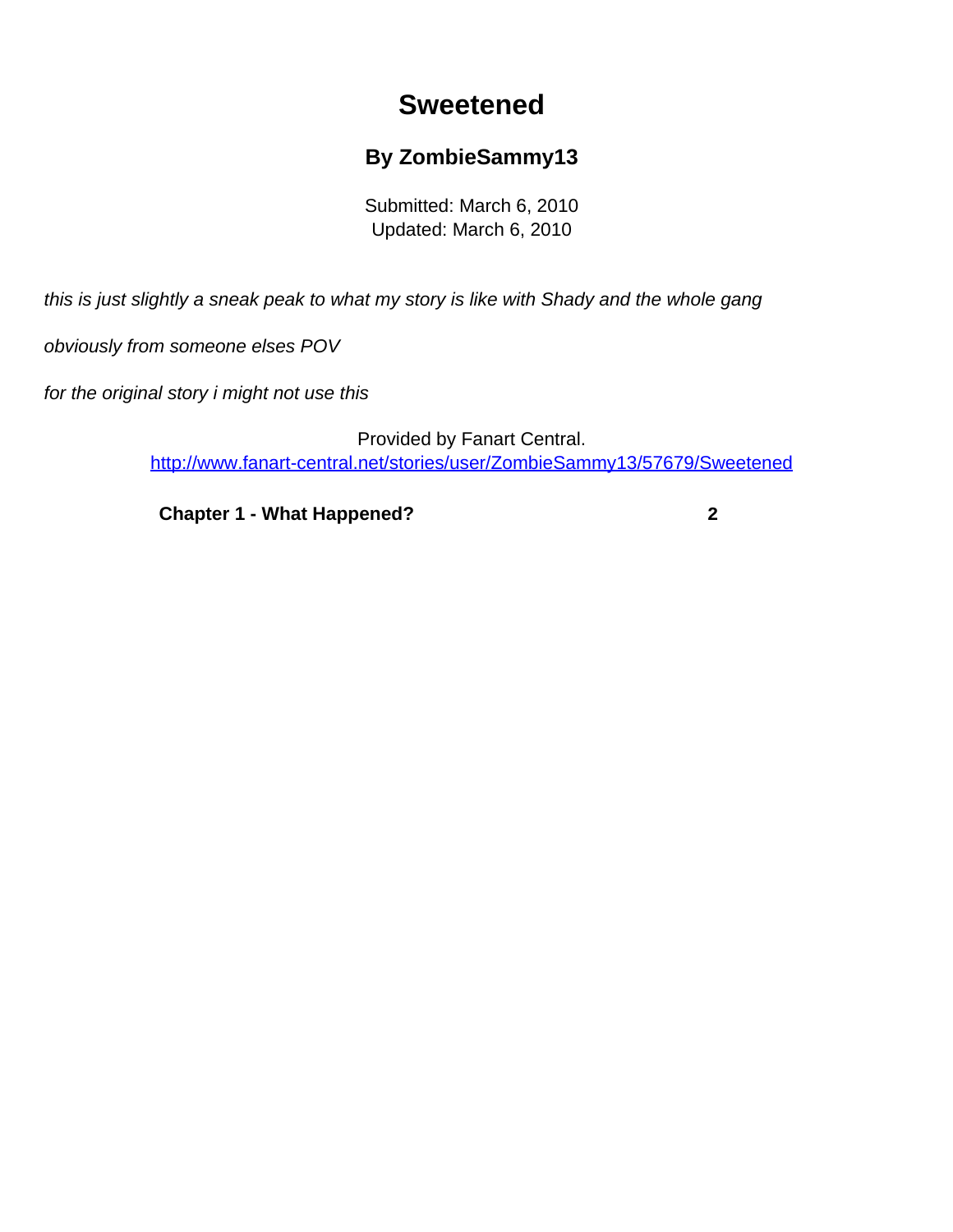# Sweetened

### By ZombieSammy13

Submitted: March 6, 2010
Updated: March 6, 2010

*this is just slightly a sneak peak to what my story is like with Shady and the whole gang*

*obviously from someone elses POV*

*for the original story i might not use this*

Provided by Fanart Central.
http://www.fanart-central.net/stories/user/ZombieSammy13/57679/Sweetened

**Chapter 1 - What Happened?** **2**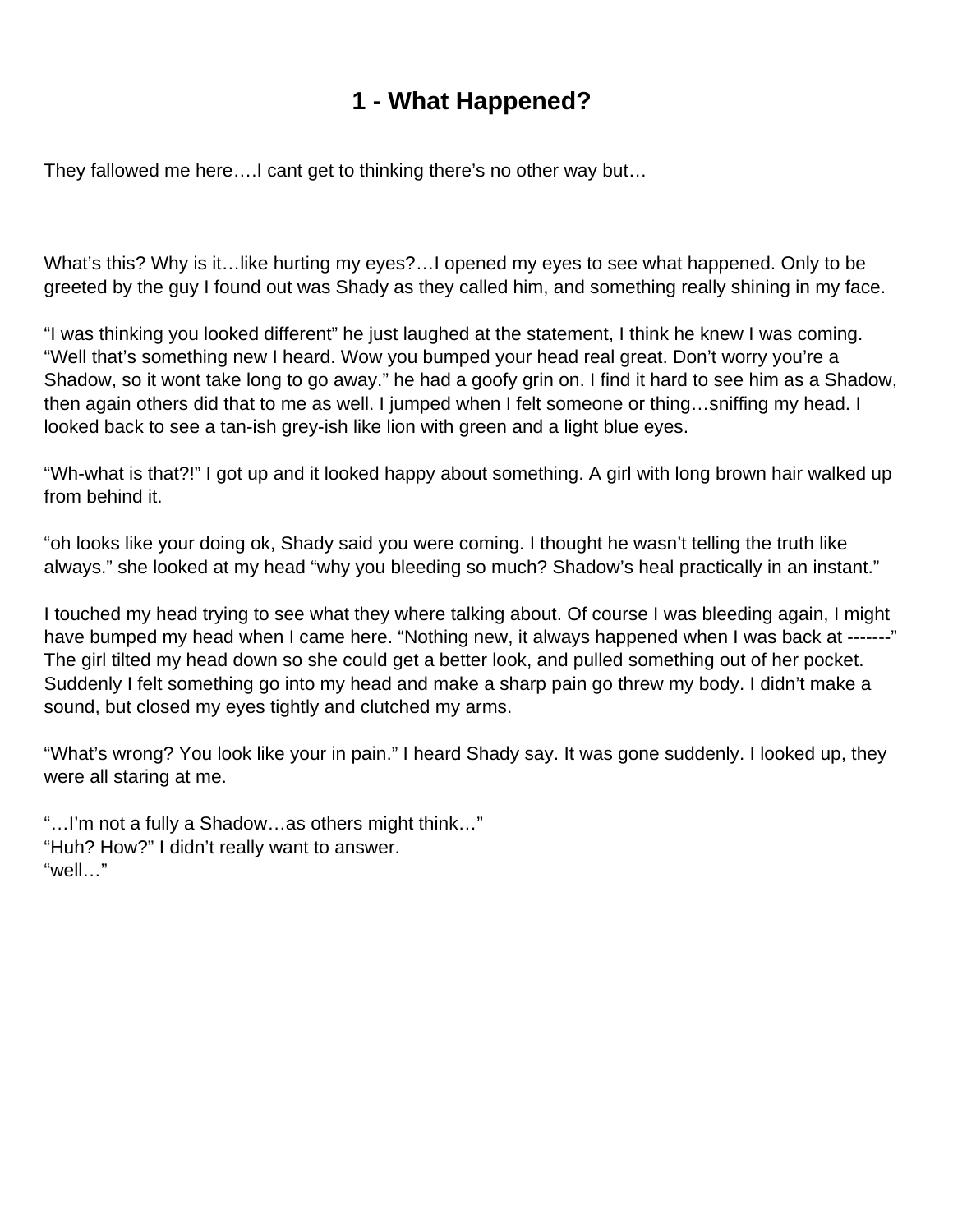# 1 - What Happened?

They fallowed me here….I cant get to thinking there's no other way but…

What's this? Why is it…like hurting my eyes?…I opened my eyes to see what happened. Only to be greeted by the guy I found out was Shady as they called him, and something really shining in my face.

"I was thinking you looked different" he just laughed at the statement, I think he knew I was coming. "Well that's something new I heard. Wow you bumped your head real great. Don't worry you're a Shadow, so it wont take long to go away." he had a goofy grin on. I find it hard to see him as a Shadow, then again others did that to me as well. I jumped when I felt someone or thing…sniffing my head. I looked back to see a tan-ish grey-ish like lion with green and a light blue eyes.

"Wh-what is that?!" I got up and it looked happy about something. A girl with long brown hair walked up from behind it.

"oh looks like your doing ok, Shady said you were coming. I thought he wasn't telling the truth like always." she looked at my head "why you bleeding so much? Shadow's heal practically in an instant."

I touched my head trying to see what they where talking about. Of course I was bleeding again, I might have bumped my head when I came here. "Nothing new, it always happened when I was back at -------" The girl tilted my head down so she could get a better look, and pulled something out of her pocket. Suddenly I felt something go into my head and make a sharp pain go threw my body. I didn't make a sound, but closed my eyes tightly and clutched my arms.

"What's wrong? You look like your in pain." I heard Shady say. It was gone suddenly. I looked up, they were all staring at me.

"…I'm not a fully a Shadow…as others might think…"
"Huh? How?" I didn't really want to answer.
"well…"